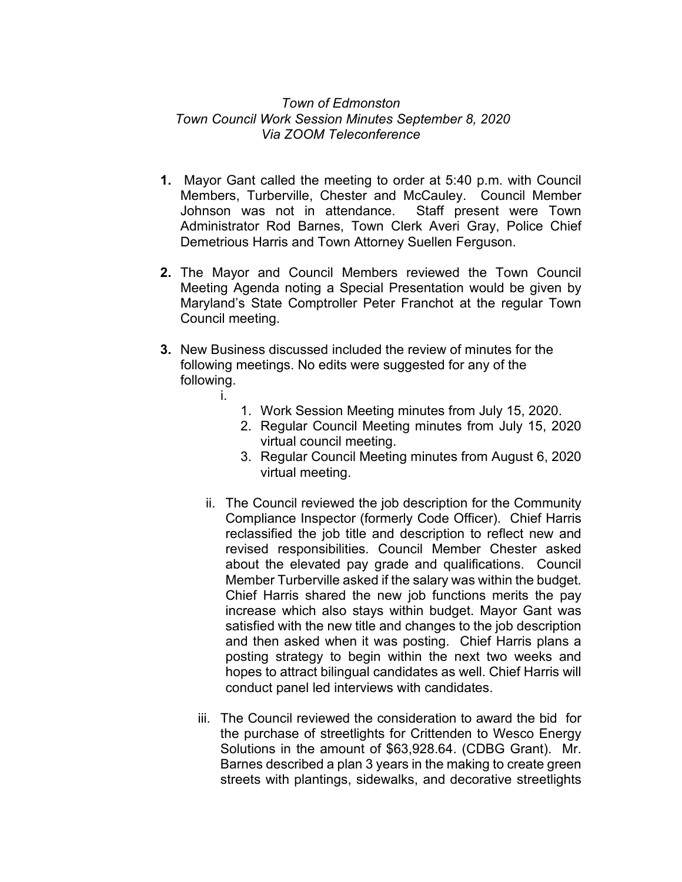*Town of Edmonston*
*Town Council Work Session Minutes September 8, 2020*
*Via ZOOM Teleconference*

1. Mayor Gant called the meeting to order at 5:40 p.m. with Council Members, Turberville, Chester and McCauley. Council Member Johnson was not in attendance. Staff present were Town Administrator Rod Barnes, Town Clerk Averi Gray, Police Chief Demetrious Harris and Town Attorney Suellen Ferguson.

2. The Mayor and Council Members reviewed the Town Council Meeting Agenda noting a Special Presentation would be given by Maryland's State Comptroller Peter Franchot at the regular Town Council meeting.

3. New Business discussed included the review of minutes for the following meetings. No edits were suggested for any of the following.

   i.
      1. Work Session Meeting minutes from July 15, 2020.
      2. Regular Council Meeting minutes from July 15, 2020 virtual council meeting.
      3. Regular Council Meeting minutes from August 6, 2020 virtual meeting.

   ii. The Council reviewed the job description for the Community Compliance Inspector (formerly Code Officer). Chief Harris reclassified the job title and description to reflect new and revised responsibilities. Council Member Chester asked about the elevated pay grade and qualifications. Council Member Turberville asked if the salary was within the budget. Chief Harris shared the new job functions merits the pay increase which also stays within budget. Mayor Gant was satisfied with the new title and changes to the job description and then asked when it was posting. Chief Harris plans a posting strategy to begin within the next two weeks and hopes to attract bilingual candidates as well. Chief Harris will conduct panel led interviews with candidates.

   iii. The Council reviewed the consideration to award the bid for the purchase of streetlights for Crittenden to Wesco Energy Solutions in the amount of $63,928.64. (CDBG Grant). Mr. Barnes described a plan 3 years in the making to create green streets with plantings, sidewalks, and decorative streetlights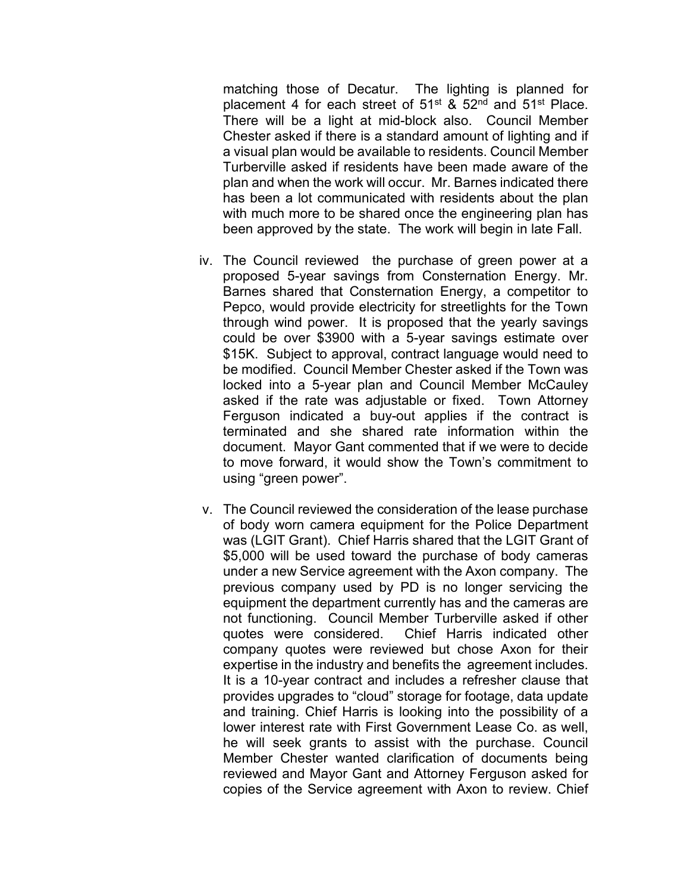matching those of Decatur. The lighting is planned for placement 4 for each street of 51st & 52nd and 51st Place. There will be a light at mid-block also. Council Member Chester asked if there is a standard amount of lighting and if a visual plan would be available to residents. Council Member Turberville asked if residents have been made aware of the plan and when the work will occur. Mr. Barnes indicated there has been a lot communicated with residents about the plan with much more to be shared once the engineering plan has been approved by the state. The work will begin in late Fall.

iv. The Council reviewed the purchase of green power at a proposed 5-year savings from Consternation Energy. Mr. Barnes shared that Consternation Energy, a competitor to Pepco, would provide electricity for streetlights for the Town through wind power. It is proposed that the yearly savings could be over $3900 with a 5-year savings estimate over $15K. Subject to approval, contract language would need to be modified. Council Member Chester asked if the Town was locked into a 5-year plan and Council Member McCauley asked if the rate was adjustable or fixed. Town Attorney Ferguson indicated a buy-out applies if the contract is terminated and she shared rate information within the document. Mayor Gant commented that if we were to decide to move forward, it would show the Town's commitment to using "green power".

v. The Council reviewed the consideration of the lease purchase of body worn camera equipment for the Police Department was (LGIT Grant). Chief Harris shared that the LGIT Grant of $5,000 will be used toward the purchase of body cameras under a new Service agreement with the Axon company. The previous company used by PD is no longer servicing the equipment the department currently has and the cameras are not functioning. Council Member Turberville asked if other quotes were considered. Chief Harris indicated other company quotes were reviewed but chose Axon for their expertise in the industry and benefits the agreement includes. It is a 10-year contract and includes a refresher clause that provides upgrades to "cloud" storage for footage, data update and training. Chief Harris is looking into the possibility of a lower interest rate with First Government Lease Co. as well, he will seek grants to assist with the purchase. Council Member Chester wanted clarification of documents being reviewed and Mayor Gant and Attorney Ferguson asked for copies of the Service agreement with Axon to review. Chief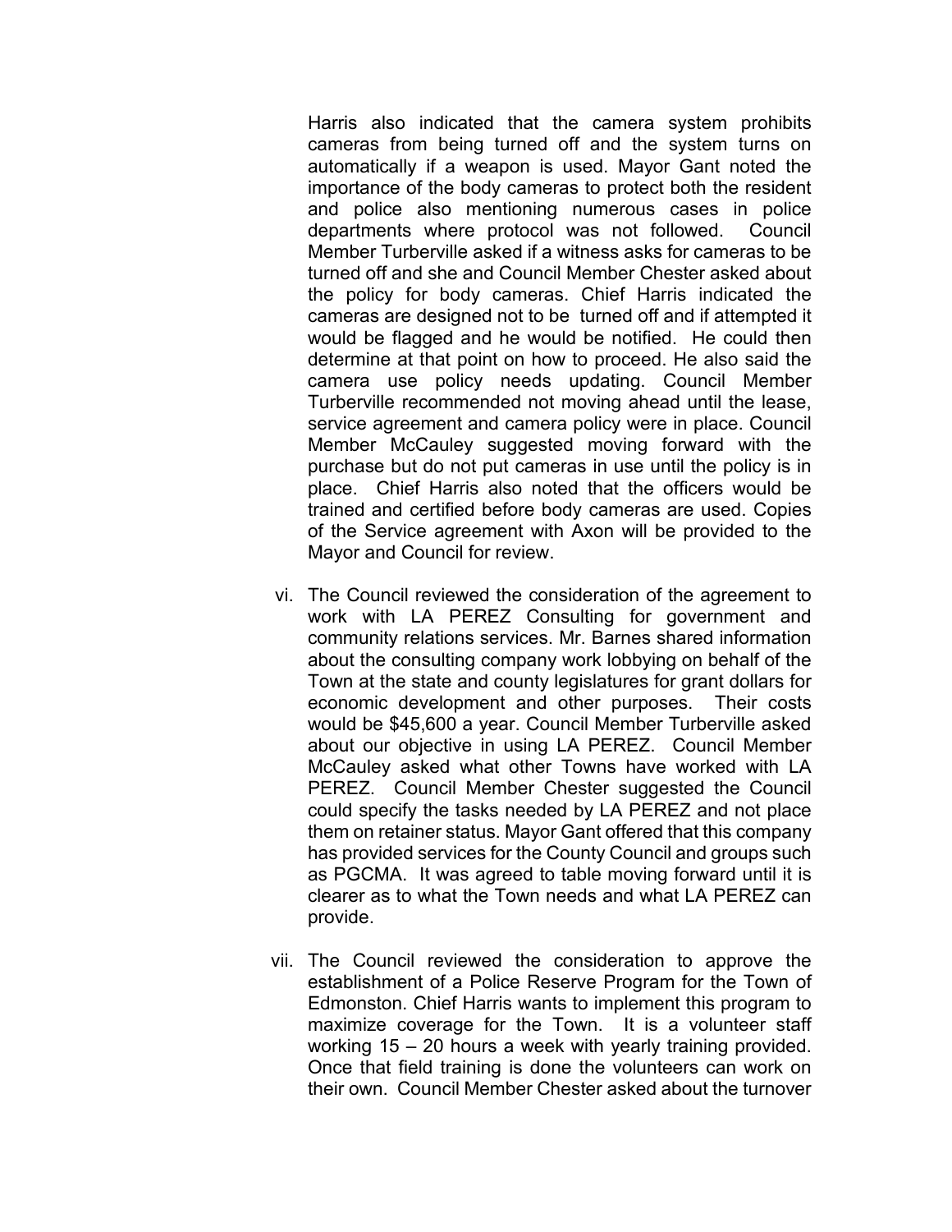Harris also indicated that the camera system prohibits cameras from being turned off and the system turns on automatically if a weapon is used. Mayor Gant noted the importance of the body cameras to protect both the resident and police also mentioning numerous cases in police departments where protocol was not followed. Council Member Turberville asked if a witness asks for cameras to be turned off and she and Council Member Chester asked about the policy for body cameras. Chief Harris indicated the cameras are designed not to be turned off and if attempted it would be flagged and he would be notified. He could then determine at that point on how to proceed. He also said the camera use policy needs updating. Council Member Turberville recommended not moving ahead until the lease, service agreement and camera policy were in place. Council Member McCauley suggested moving forward with the purchase but do not put cameras in use until the policy is in place. Chief Harris also noted that the officers would be trained and certified before body cameras are used. Copies of the Service agreement with Axon will be provided to the Mayor and Council for review.

vi. The Council reviewed the consideration of the agreement to work with LA PEREZ Consulting for government and community relations services. Mr. Barnes shared information about the consulting company work lobbying on behalf of the Town at the state and county legislatures for grant dollars for economic development and other purposes. Their costs would be $45,600 a year. Council Member Turberville asked about our objective in using LA PEREZ. Council Member McCauley asked what other Towns have worked with LA PEREZ. Council Member Chester suggested the Council could specify the tasks needed by LA PEREZ and not place them on retainer status. Mayor Gant offered that this company has provided services for the County Council and groups such as PGCMA. It was agreed to table moving forward until it is clearer as to what the Town needs and what LA PEREZ can provide.

vii. The Council reviewed the consideration to approve the establishment of a Police Reserve Program for the Town of Edmonston. Chief Harris wants to implement this program to maximize coverage for the Town. It is a volunteer staff working 15 – 20 hours a week with yearly training provided. Once that field training is done the volunteers can work on their own. Council Member Chester asked about the turnover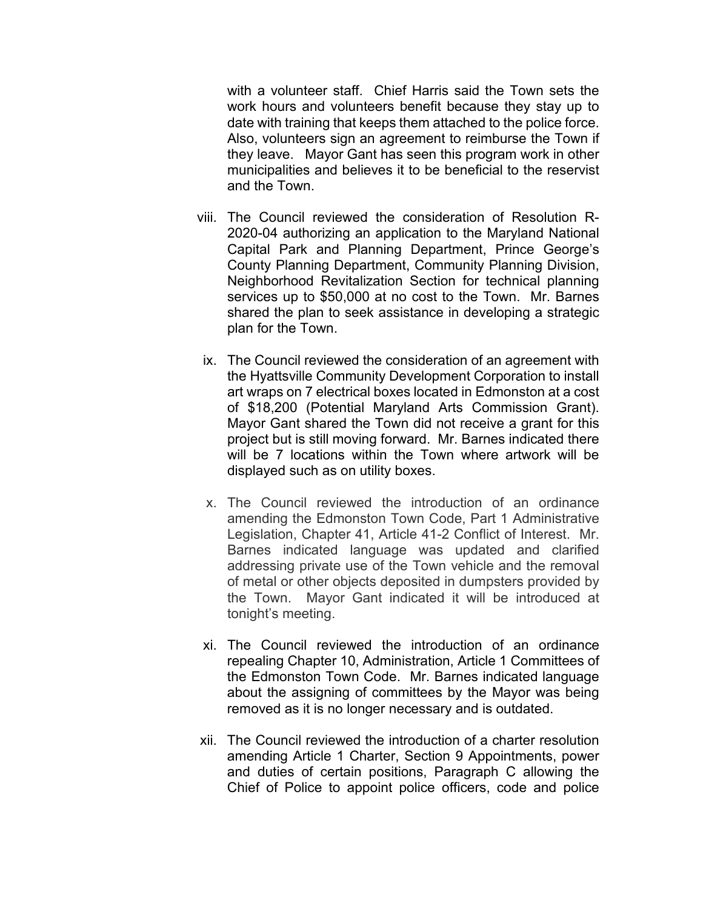with a volunteer staff. Chief Harris said the Town sets the work hours and volunteers benefit because they stay up to date with training that keeps them attached to the police force. Also, volunteers sign an agreement to reimburse the Town if they leave. Mayor Gant has seen this program work in other municipalities and believes it to be beneficial to the reservist and the Town.

viii. The Council reviewed the consideration of Resolution R-2020-04 authorizing an application to the Maryland National Capital Park and Planning Department, Prince George's County Planning Department, Community Planning Division, Neighborhood Revitalization Section for technical planning services up to $50,000 at no cost to the Town. Mr. Barnes shared the plan to seek assistance in developing a strategic plan for the Town.

ix. The Council reviewed the consideration of an agreement with the Hyattsville Community Development Corporation to install art wraps on 7 electrical boxes located in Edmonston at a cost of $18,200 (Potential Maryland Arts Commission Grant). Mayor Gant shared the Town did not receive a grant for this project but is still moving forward. Mr. Barnes indicated there will be 7 locations within the Town where artwork will be displayed such as on utility boxes.

x. The Council reviewed the introduction of an ordinance amending the Edmonston Town Code, Part 1 Administrative Legislation, Chapter 41, Article 41-2 Conflict of Interest. Mr. Barnes indicated language was updated and clarified addressing private use of the Town vehicle and the removal of metal or other objects deposited in dumpsters provided by the Town. Mayor Gant indicated it will be introduced at tonight's meeting.

xi. The Council reviewed the introduction of an ordinance repealing Chapter 10, Administration, Article 1 Committees of the Edmonston Town Code. Mr. Barnes indicated language about the assigning of committees by the Mayor was being removed as it is no longer necessary and is outdated.

xii. The Council reviewed the introduction of a charter resolution amending Article 1 Charter, Section 9 Appointments, power and duties of certain positions, Paragraph C allowing the Chief of Police to appoint police officers, code and police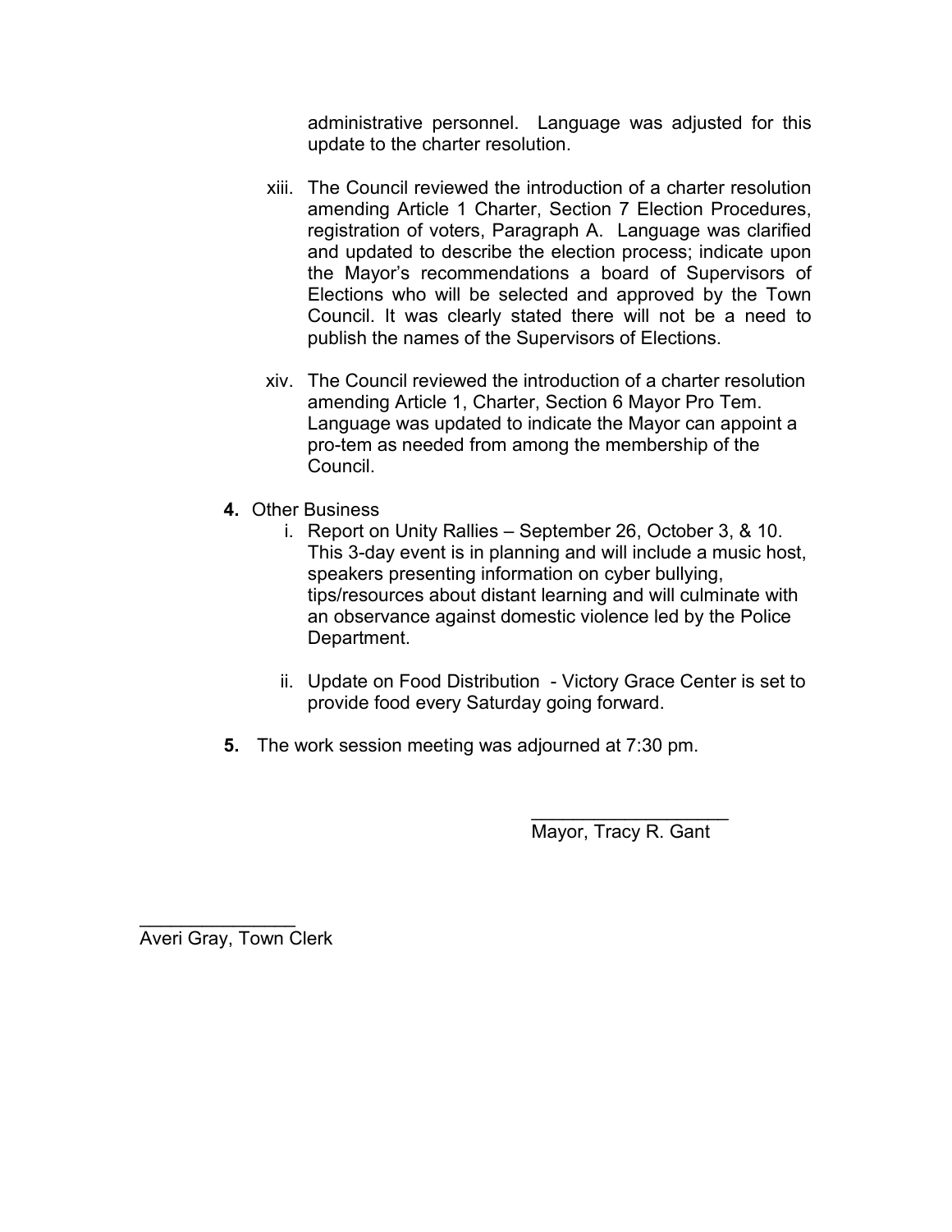administrative personnel. Language was adjusted for this update to the charter resolution.

xiii. The Council reviewed the introduction of a charter resolution amending Article 1 Charter, Section 7 Election Procedures, registration of voters, Paragraph A. Language was clarified and updated to describe the election process; indicate upon the Mayor's recommendations a board of Supervisors of Elections who will be selected and approved by the Town Council. It was clearly stated there will not be a need to publish the names of the Supervisors of Elections.

xiv. The Council reviewed the introduction of a charter resolution amending Article 1, Charter, Section 6 Mayor Pro Tem. Language was updated to indicate the Mayor can appoint a pro-tem as needed from among the membership of the Council.

**4.** Other Business

i. Report on Unity Rallies – September 26, October 3, & 10. This 3-day event is in planning and will include a music host, speakers presenting information on cyber bullying, tips/resources about distant learning and will culminate with an observance against domestic violence led by the Police Department.

ii. Update on Food Distribution - Victory Grace Center is set to provide food every Saturday going forward.

**5.** The work session meeting was adjourned at 7:30 pm.

\_\_\_\_\_\_\_\_\_\_\_\_\_\_\_\_\_\_\_\_
Mayor, Tracy R. Gant

\_\_\_\_\_\_\_\_\_\_\_\_\_\_\_\_
Averi Gray, Town Clerk